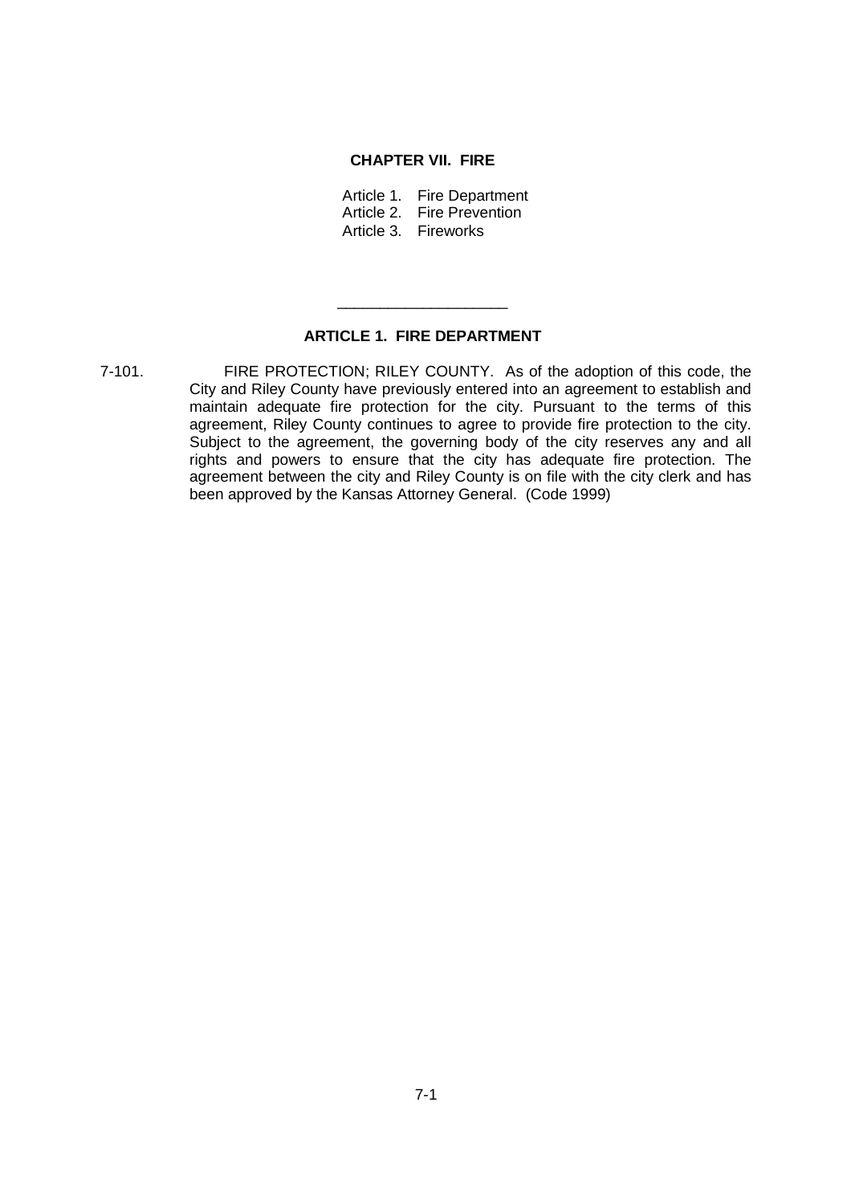# CHAPTER VII. FIRE

Article 1. Fire Department
Article 2. Fire Prevention
Article 3. Fireworks

---

## ARTICLE 1. FIRE DEPARTMENT

7-101. FIRE PROTECTION; RILEY COUNTY. As of the adoption of this code, the City and Riley County have previously entered into an agreement to establish and maintain adequate fire protection for the city. Pursuant to the terms of this agreement, Riley County continues to agree to provide fire protection to the city. Subject to the agreement, the governing body of the city reserves any and all rights and powers to ensure that the city has adequate fire protection. The agreement between the city and Riley County is on file with the city clerk and has been approved by the Kansas Attorney General. (Code 1999)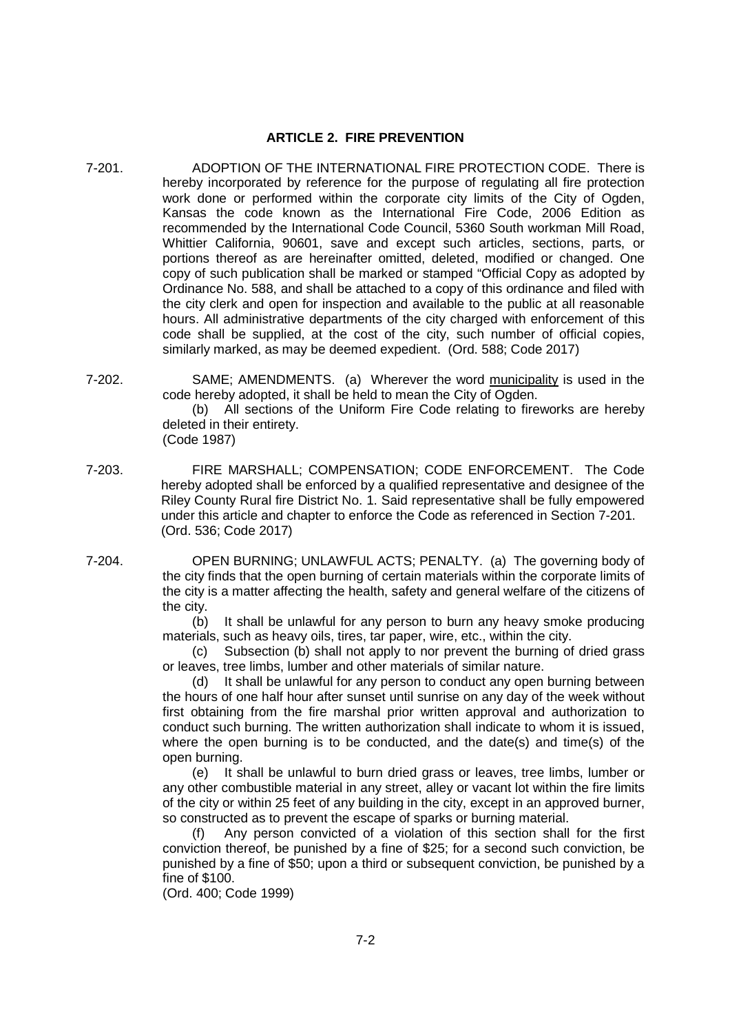## ARTICLE 2. FIRE PREVENTION

7-201. ADOPTION OF THE INTERNATIONAL FIRE PROTECTION CODE. There is hereby incorporated by reference for the purpose of regulating all fire protection work done or performed within the corporate city limits of the City of Ogden, Kansas the code known as the International Fire Code, 2006 Edition as recommended by the International Code Council, 5360 South workman Mill Road, Whittier California, 90601, save and except such articles, sections, parts, or portions thereof as are hereinafter omitted, deleted, modified or changed. One copy of such publication shall be marked or stamped "Official Copy as adopted by Ordinance No. 588, and shall be attached to a copy of this ordinance and filed with the city clerk and open for inspection and available to the public at all reasonable hours. All administrative departments of the city charged with enforcement of this code shall be supplied, at the cost of the city, such number of official copies, similarly marked, as may be deemed expedient. (Ord. 588; Code 2017)

7-202. SAME; AMENDMENTS. (a) Wherever the word municipality is used in the code hereby adopted, it shall be held to mean the City of Ogden.

(b) All sections of the Uniform Fire Code relating to fireworks are hereby deleted in their entirety.
(Code 1987)

7-203. FIRE MARSHALL; COMPENSATION; CODE ENFORCEMENT. The Code hereby adopted shall be enforced by a qualified representative and designee of the Riley County Rural fire District No. 1. Said representative shall be fully empowered under this article and chapter to enforce the Code as referenced in Section 7-201. (Ord. 536; Code 2017)

7-204. OPEN BURNING; UNLAWFUL ACTS; PENALTY. (a) The governing body of the city finds that the open burning of certain materials within the corporate limits of the city is a matter affecting the health, safety and general welfare of the citizens of the city.

(b) It shall be unlawful for any person to burn any heavy smoke producing materials, such as heavy oils, tires, tar paper, wire, etc., within the city.

(c) Subsection (b) shall not apply to nor prevent the burning of dried grass or leaves, tree limbs, lumber and other materials of similar nature.

(d) It shall be unlawful for any person to conduct any open burning between the hours of one half hour after sunset until sunrise on any day of the week without first obtaining from the fire marshal prior written approval and authorization to conduct such burning. The written authorization shall indicate to whom it is issued, where the open burning is to be conducted, and the date(s) and time(s) of the open burning.

(e) It shall be unlawful to burn dried grass or leaves, tree limbs, lumber or any other combustible material in any street, alley or vacant lot within the fire limits of the city or within 25 feet of any building in the city, except in an approved burner, so constructed as to prevent the escape of sparks or burning material.

(f) Any person convicted of a violation of this section shall for the first conviction thereof, be punished by a fine of $25; for a second such conviction, be punished by a fine of $50; upon a third or subsequent conviction, be punished by a fine of $100.
(Ord. 400; Code 1999)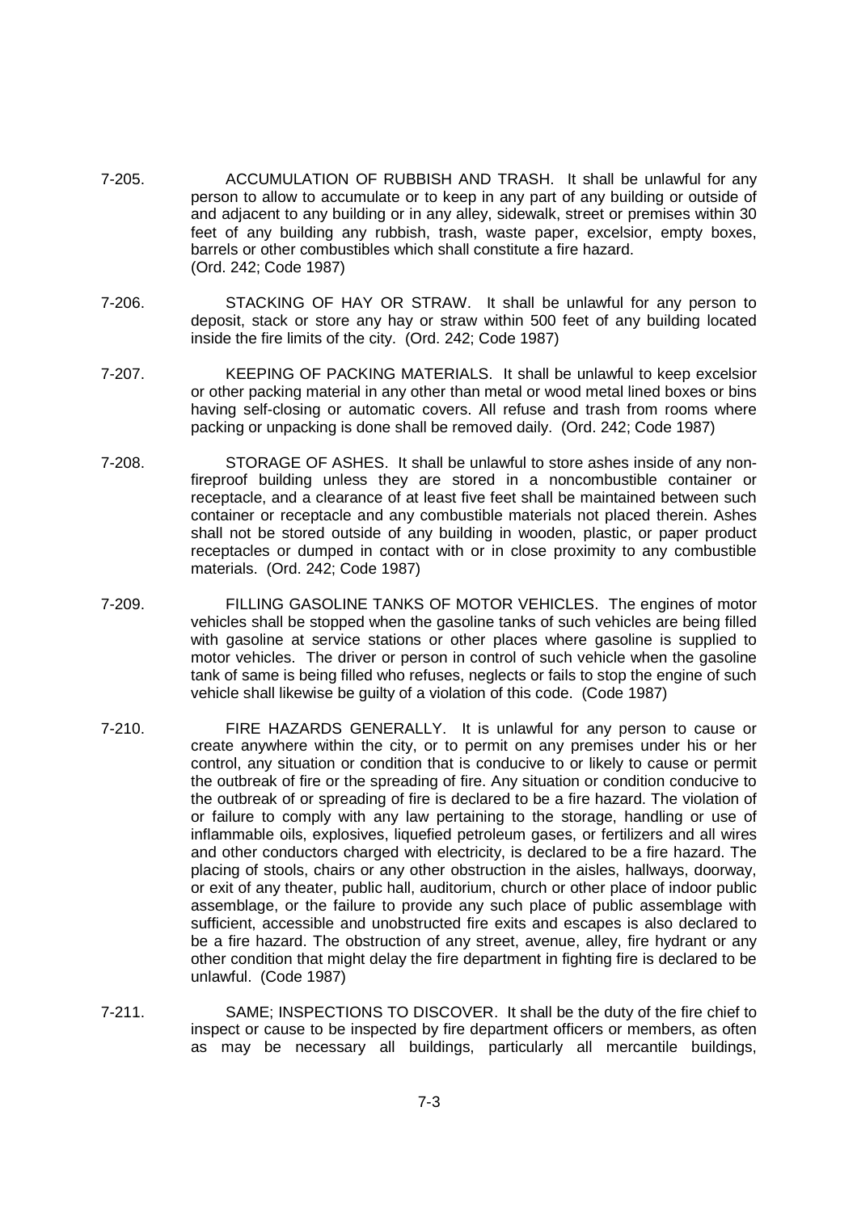7-205. ACCUMULATION OF RUBBISH AND TRASH. It shall be unlawful for any person to allow to accumulate or to keep in any part of any building or outside of and adjacent to any building or in any alley, sidewalk, street or premises within 30 feet of any building any rubbish, trash, waste paper, excelsior, empty boxes, barrels or other combustibles which shall constitute a fire hazard.
(Ord. 242; Code 1987)

7-206. STACKING OF HAY OR STRAW. It shall be unlawful for any person to deposit, stack or store any hay or straw within 500 feet of any building located inside the fire limits of the city. (Ord. 242; Code 1987)

7-207. KEEPING OF PACKING MATERIALS. It shall be unlawful to keep excelsior or other packing material in any other than metal or wood metal lined boxes or bins having self-closing or automatic covers. All refuse and trash from rooms where packing or unpacking is done shall be removed daily. (Ord. 242; Code 1987)

7-208. STORAGE OF ASHES. It shall be unlawful to store ashes inside of any non-fireproof building unless they are stored in a noncombustible container or receptacle, and a clearance of at least five feet shall be maintained between such container or receptacle and any combustible materials not placed therein. Ashes shall not be stored outside of any building in wooden, plastic, or paper product receptacles or dumped in contact with or in close proximity to any combustible materials. (Ord. 242; Code 1987)

7-209. FILLING GASOLINE TANKS OF MOTOR VEHICLES. The engines of motor vehicles shall be stopped when the gasoline tanks of such vehicles are being filled with gasoline at service stations or other places where gasoline is supplied to motor vehicles. The driver or person in control of such vehicle when the gasoline tank of same is being filled who refuses, neglects or fails to stop the engine of such vehicle shall likewise be guilty of a violation of this code. (Code 1987)

7-210. FIRE HAZARDS GENERALLY. It is unlawful for any person to cause or create anywhere within the city, or to permit on any premises under his or her control, any situation or condition that is conducive to or likely to cause or permit the outbreak of fire or the spreading of fire. Any situation or condition conducive to the outbreak of or spreading of fire is declared to be a fire hazard. The violation of or failure to comply with any law pertaining to the storage, handling or use of inflammable oils, explosives, liquefied petroleum gases, or fertilizers and all wires and other conductors charged with electricity, is declared to be a fire hazard. The placing of stools, chairs or any other obstruction in the aisles, hallways, doorway, or exit of any theater, public hall, auditorium, church or other place of indoor public assemblage, or the failure to provide any such place of public assemblage with sufficient, accessible and unobstructed fire exits and escapes is also declared to be a fire hazard. The obstruction of any street, avenue, alley, fire hydrant or any other condition that might delay the fire department in fighting fire is declared to be unlawful. (Code 1987)

7-211. SAME; INSPECTIONS TO DISCOVER. It shall be the duty of the fire chief to inspect or cause to be inspected by fire department officers or members, as often as may be necessary all buildings, particularly all mercantile buildings,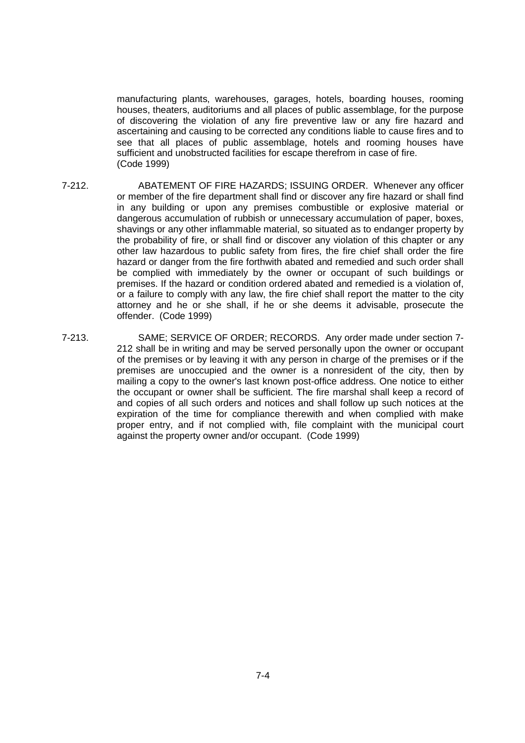manufacturing plants, warehouses, garages, hotels, boarding houses, rooming houses, theaters, auditoriums and all places of public assemblage, for the purpose of discovering the violation of any fire preventive law or any fire hazard and ascertaining and causing to be corrected any conditions liable to cause fires and to see that all places of public assemblage, hotels and rooming houses have sufficient and unobstructed facilities for escape therefrom in case of fire. (Code 1999)

7-212. ABATEMENT OF FIRE HAZARDS; ISSUING ORDER. Whenever any officer or member of the fire department shall find or discover any fire hazard or shall find in any building or upon any premises combustible or explosive material or dangerous accumulation of rubbish or unnecessary accumulation of paper, boxes, shavings or any other inflammable material, so situated as to endanger property by the probability of fire, or shall find or discover any violation of this chapter or any other law hazardous to public safety from fires, the fire chief shall order the fire hazard or danger from the fire forthwith abated and remedied and such order shall be complied with immediately by the owner or occupant of such buildings or premises. If the hazard or condition ordered abated and remedied is a violation of, or a failure to comply with any law, the fire chief shall report the matter to the city attorney and he or she shall, if he or she deems it advisable, prosecute the offender. (Code 1999)

7-213. SAME; SERVICE OF ORDER; RECORDS. Any order made under section 7-212 shall be in writing and may be served personally upon the owner or occupant of the premises or by leaving it with any person in charge of the premises or if the premises are unoccupied and the owner is a nonresident of the city, then by mailing a copy to the owner's last known post-office address. One notice to either the occupant or owner shall be sufficient. The fire marshal shall keep a record of and copies of all such orders and notices and shall follow up such notices at the expiration of the time for compliance therewith and when complied with make proper entry, and if not complied with, file complaint with the municipal court against the property owner and/or occupant. (Code 1999)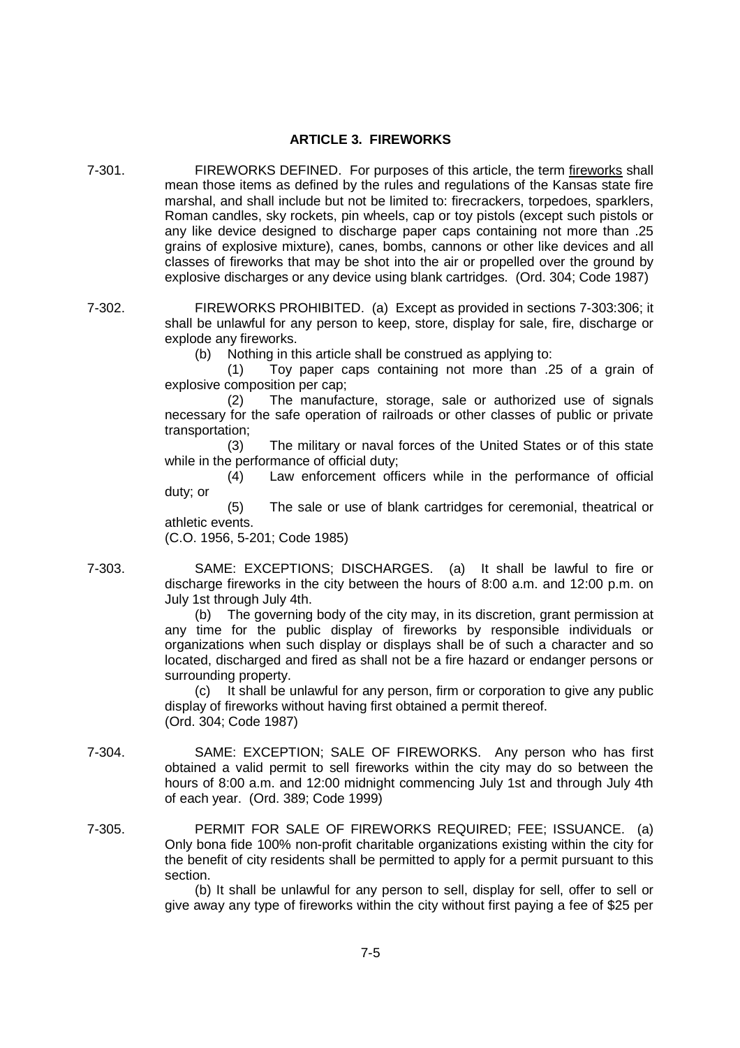## ARTICLE 3. FIREWORKS

7-301. FIREWORKS DEFINED. For purposes of this article, the term fireworks shall mean those items as defined by the rules and regulations of the Kansas state fire marshal, and shall include but not be limited to: firecrackers, torpedoes, sparklers, Roman candles, sky rockets, pin wheels, cap or toy pistols (except such pistols or any like device designed to discharge paper caps containing not more than .25 grains of explosive mixture), canes, bombs, cannons or other like devices and all classes of fireworks that may be shot into the air or propelled over the ground by explosive discharges or any device using blank cartridges. (Ord. 304; Code 1987)

7-302. FIREWORKS PROHIBITED. (a) Except as provided in sections 7-303:306; it shall be unlawful for any person to keep, store, display for sale, fire, discharge or explode any fireworks.

(b) Nothing in this article shall be construed as applying to:

(1) Toy paper caps containing not more than .25 of a grain of explosive composition per cap;

(2) The manufacture, storage, sale or authorized use of signals necessary for the safe operation of railroads or other classes of public or private transportation;

(3) The military or naval forces of the United States or of this state while in the performance of official duty;

(4) Law enforcement officers while in the performance of official duty; or

(5) The sale or use of blank cartridges for ceremonial, theatrical or athletic events.

(C.O. 1956, 5-201; Code 1985)

7-303. SAME: EXCEPTIONS; DISCHARGES. (a) It shall be lawful to fire or discharge fireworks in the city between the hours of 8:00 a.m. and 12:00 p.m. on July 1st through July 4th.

(b) The governing body of the city may, in its discretion, grant permission at any time for the public display of fireworks by responsible individuals or organizations when such display or displays shall be of such a character and so located, discharged and fired as shall not be a fire hazard or endanger persons or surrounding property.

(c) It shall be unlawful for any person, firm or corporation to give any public display of fireworks without having first obtained a permit thereof.

(Ord. 304; Code 1987)

7-304. SAME: EXCEPTION; SALE OF FIREWORKS. Any person who has first obtained a valid permit to sell fireworks within the city may do so between the hours of 8:00 a.m. and 12:00 midnight commencing July 1st and through July 4th of each year. (Ord. 389; Code 1999)

7-305. PERMIT FOR SALE OF FIREWORKS REQUIRED; FEE; ISSUANCE. (a) Only bona fide 100% non-profit charitable organizations existing within the city for the benefit of city residents shall be permitted to apply for a permit pursuant to this section.

(b) It shall be unlawful for any person to sell, display for sell, offer to sell or give away any type of fireworks within the city without first paying a fee of $25 per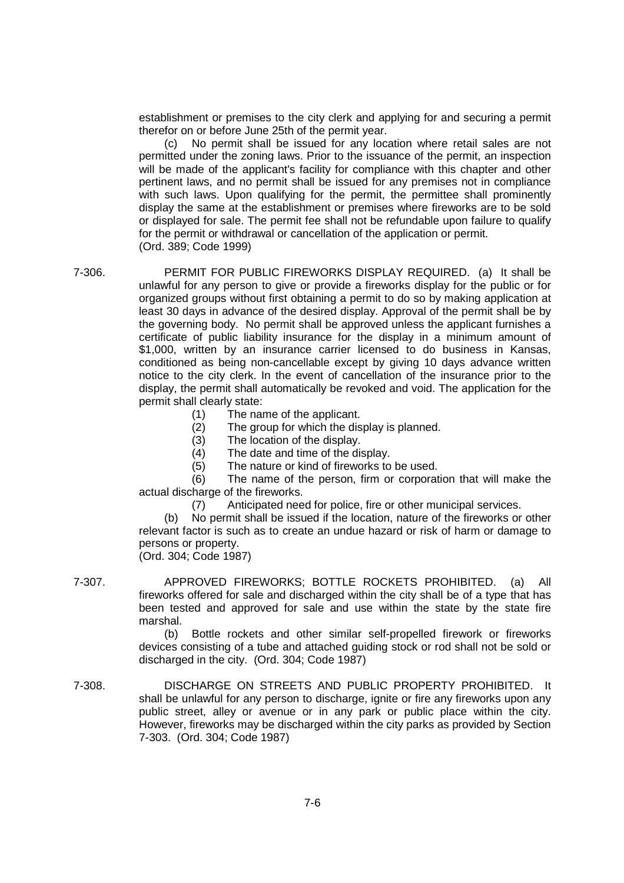establishment or premises to the city clerk and applying for and securing a permit therefor on or before June 25th of the permit year.

(c) No permit shall be issued for any location where retail sales are not permitted under the zoning laws. Prior to the issuance of the permit, an inspection will be made of the applicant's facility for compliance with this chapter and other pertinent laws, and no permit shall be issued for any premises not in compliance with such laws. Upon qualifying for the permit, the permittee shall prominently display the same at the establishment or premises where fireworks are to be sold or displayed for sale. The permit fee shall not be refundable upon failure to qualify for the permit or withdrawal or cancellation of the application or permit.
(Ord. 389; Code 1999)

7-306. PERMIT FOR PUBLIC FIREWORKS DISPLAY REQUIRED. (a) It shall be unlawful for any person to give or provide a fireworks display for the public or for organized groups without first obtaining a permit to do so by making application at least 30 days in advance of the desired display. Approval of the permit shall be by the governing body. No permit shall be approved unless the applicant furnishes a certificate of public liability insurance for the display in a minimum amount of $1,000, written by an insurance carrier licensed to do business in Kansas, conditioned as being non-cancellable except by giving 10 days advance written notice to the city clerk. In the event of cancellation of the insurance prior to the display, the permit shall automatically be revoked and void. The application for the permit shall clearly state:

(1) The name of the applicant.
(2) The group for which the display is planned.
(3) The location of the display.
(4) The date and time of the display.
(5) The nature or kind of fireworks to be used.
(6) The name of the person, firm or corporation that will make the actual discharge of the fireworks.
(7) Anticipated need for police, fire or other municipal services.

(b) No permit shall be issued if the location, nature of the fireworks or other relevant factor is such as to create an undue hazard or risk of harm or damage to persons or property.
(Ord. 304; Code 1987)

7-307. APPROVED FIREWORKS; BOTTLE ROCKETS PROHIBITED. (a) All fireworks offered for sale and discharged within the city shall be of a type that has been tested and approved for sale and use within the state by the state fire marshal.

(b) Bottle rockets and other similar self-propelled firework or fireworks devices consisting of a tube and attached guiding stock or rod shall not be sold or discharged in the city. (Ord. 304; Code 1987)

7-308. DISCHARGE ON STREETS AND PUBLIC PROPERTY PROHIBITED. It shall be unlawful for any person to discharge, ignite or fire any fireworks upon any public street, alley or avenue or in any park or public place within the city. However, fireworks may be discharged within the city parks as provided by Section 7-303. (Ord. 304; Code 1987)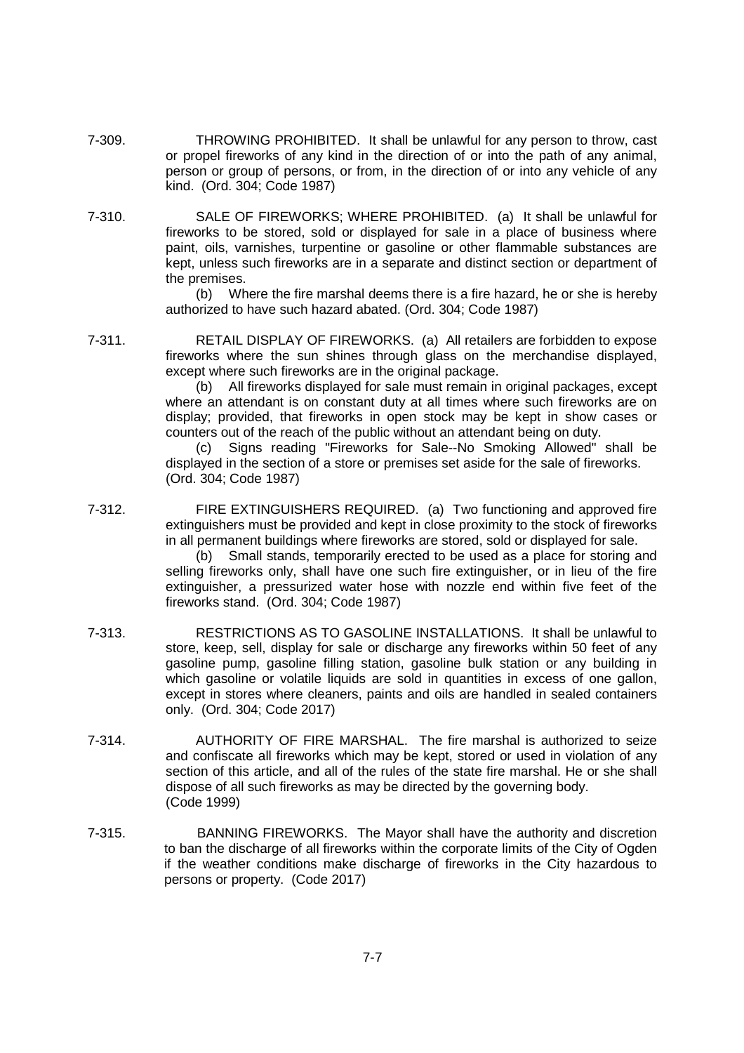7-309. THROWING PROHIBITED. It shall be unlawful for any person to throw, cast or propel fireworks of any kind in the direction of or into the path of any animal, person or group of persons, or from, in the direction of or into any vehicle of any kind. (Ord. 304; Code 1987)

7-310. SALE OF FIREWORKS; WHERE PROHIBITED. (a) It shall be unlawful for fireworks to be stored, sold or displayed for sale in a place of business where paint, oils, varnishes, turpentine or gasoline or other flammable substances are kept, unless such fireworks are in a separate and distinct section or department of the premises.

(b) Where the fire marshal deems there is a fire hazard, he or she is hereby authorized to have such hazard abated. (Ord. 304; Code 1987)

7-311. RETAIL DISPLAY OF FIREWORKS. (a) All retailers are forbidden to expose fireworks where the sun shines through glass on the merchandise displayed, except where such fireworks are in the original package.

(b) All fireworks displayed for sale must remain in original packages, except where an attendant is on constant duty at all times where such fireworks are on display; provided, that fireworks in open stock may be kept in show cases or counters out of the reach of the public without an attendant being on duty.

(c) Signs reading "Fireworks for Sale--No Smoking Allowed" shall be displayed in the section of a store or premises set aside for the sale of fireworks. (Ord. 304; Code 1987)

7-312. FIRE EXTINGUISHERS REQUIRED. (a) Two functioning and approved fire extinguishers must be provided and kept in close proximity to the stock of fireworks in all permanent buildings where fireworks are stored, sold or displayed for sale.

(b) Small stands, temporarily erected to be used as a place for storing and selling fireworks only, shall have one such fire extinguisher, or in lieu of the fire extinguisher, a pressurized water hose with nozzle end within five feet of the fireworks stand. (Ord. 304; Code 1987)

7-313. RESTRICTIONS AS TO GASOLINE INSTALLATIONS. It shall be unlawful to store, keep, sell, display for sale or discharge any fireworks within 50 feet of any gasoline pump, gasoline filling station, gasoline bulk station or any building in which gasoline or volatile liquids are sold in quantities in excess of one gallon, except in stores where cleaners, paints and oils are handled in sealed containers only. (Ord. 304; Code 2017)

7-314. AUTHORITY OF FIRE MARSHAL. The fire marshal is authorized to seize and confiscate all fireworks which may be kept, stored or used in violation of any section of this article, and all of the rules of the state fire marshal. He or she shall dispose of all such fireworks as may be directed by the governing body. (Code 1999)

7-315. BANNING FIREWORKS. The Mayor shall have the authority and discretion to ban the discharge of all fireworks within the corporate limits of the City of Ogden if the weather conditions make discharge of fireworks in the City hazardous to persons or property. (Code 2017)